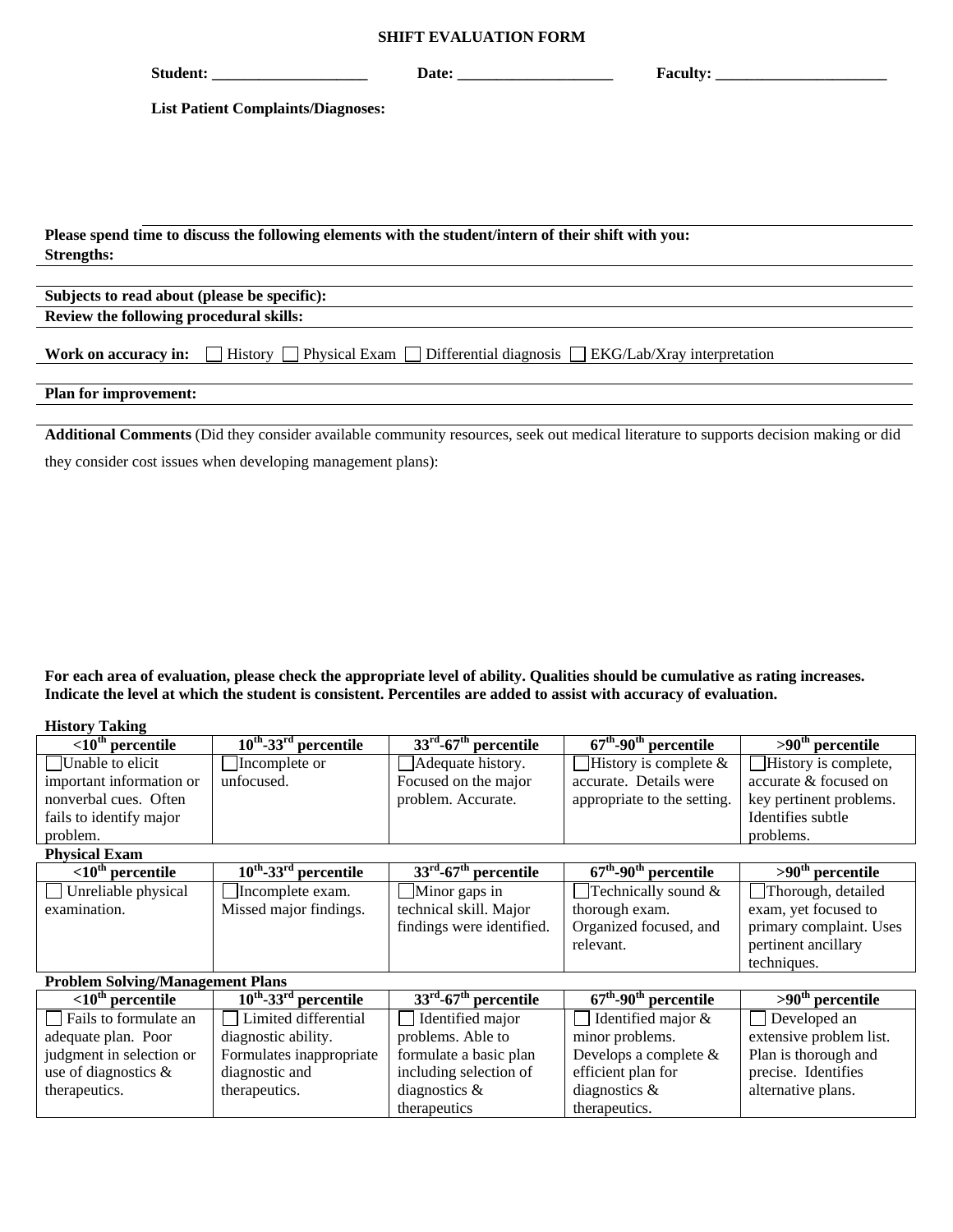# SHIFT EVALUATION FORM

**Student:** ____________________ **Date:** ____________________ **Faculty:** ______________________

**List Patient Complaints/Diagnoses:**

**Please spend time to discuss the following elements with the student/intern of their shift with you:**

**Strengths:**

**Subjects to read about (please be specific):**

**Review the following procedural skills:**

**Work on accuracy in:** ☐ History ☐ Physical Exam ☐ Differential diagnosis ☐ EKG/Lab/Xray interpretation

**Plan for improvement:**

**Additional Comments** (Did they consider available community resources, seek out medical literature to supports decision making or did they consider cost issues when developing management plans):

**For each area of evaluation, please check the appropriate level of ability. Qualities should be cumulative as rating increases. Indicate the level at which the student is consistent. Percentiles are added to assist with accuracy of evaluation.**

**History Taking**

| <10th percentile | 10th-33rd percentile | 33rd-67th percentile | 67th-90th percentile | >90th percentile |
|---|---|---|---|---|
| ☐ Unable to elicit important information or nonverbal cues. Often fails to identify major problem. | ☐ Incomplete or unfocused. | ☐ Adequate history. Focused on the major problem. Accurate. | ☐ History is complete & accurate. Details were appropriate to the setting. | ☐ History is complete, accurate & focused on key pertinent problems. Identifies subtle problems. |

**Physical Exam**

| <10th percentile | 10th-33rd percentile | 33rd-67th percentile | 67th-90th percentile | >90th percentile |
|---|---|---|---|---|
| ☐ Unreliable physical examination. | ☐ Incomplete exam. Missed major findings. | ☐ Minor gaps in technical skill. Major findings were identified. | ☐ Technically sound & thorough exam. Organized focused, and relevant. | ☐ Thorough, detailed exam, yet focused to primary complaint. Uses pertinent ancillary techniques. |

**Problem Solving/Management Plans**

| <10th percentile | 10th-33rd percentile | 33rd-67th percentile | 67th-90th percentile | >90th percentile |
|---|---|---|---|---|
| ☐ Fails to formulate an adequate plan. Poor judgment in selection or use of diagnostics & therapeutics. | ☐ Limited differential diagnostic ability. Formulates inappropriate diagnostic and therapeutics. | ☐ Identified major problems. Able to formulate a basic plan including selection of diagnostics & therapeutics | ☐ Identified major & minor problems. Develops a complete & efficient plan for diagnostics & therapeutics. | ☐ Developed an extensive problem list. Plan is thorough and precise. Identifies alternative plans. |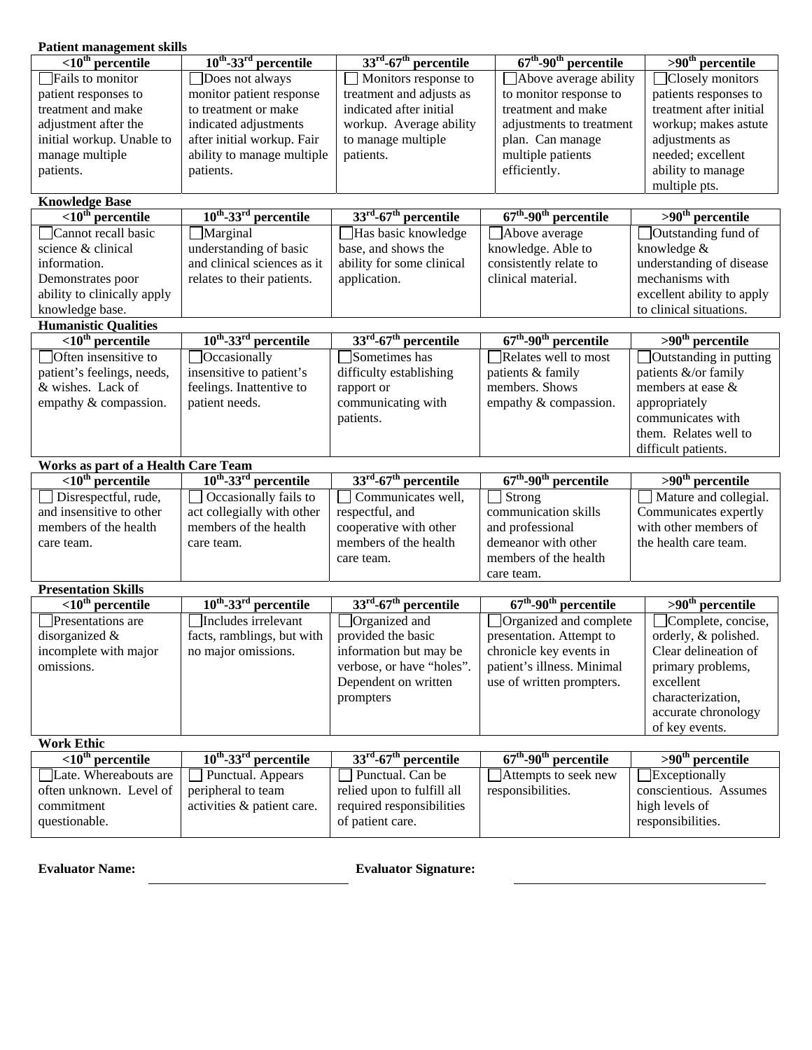**Patient management skills**

| <10th percentile | 10th-33rd percentile | 33rd-67th percentile | 67th-90th percentile | >90th percentile |
|---|---|---|---|---|
| ☐Fails to monitor patient responses to treatment and make adjustment after the initial workup. Unable to manage multiple patients. | ☐Does not always monitor patient response to treatment or make indicated adjustments after initial workup. Fair ability to manage multiple patients. | ☐ Monitors response to treatment and adjusts as indicated after initial workup. Average ability to manage multiple patients. | ☐Above average ability to monitor response to treatment and make adjustments to treatment plan. Can manage multiple patients efficiently. | ☐Closely monitors patients responses to treatment after initial workup; makes astute adjustments as needed; excellent ability to manage multiple pts. |

**Knowledge Base**

| <10th percentile | 10th-33rd percentile | 33rd-67th percentile | 67th-90th percentile | >90th percentile |
|---|---|---|---|---|
| ☐Cannot recall basic science & clinical information. Demonstrates poor ability to clinically apply knowledge base. | ☐Marginal understanding of basic and clinical sciences as it relates to their patients. | ☐Has basic knowledge base, and shows the ability for some clinical application. | ☐Above average knowledge. Able to consistently relate to clinical material. | ☐Outstanding fund of knowledge & understanding of disease mechanisms with excellent ability to apply to clinical situations. |

**Humanistic Qualities**

| <10th percentile | 10th-33rd percentile | 33rd-67th percentile | 67th-90th percentile | >90th percentile |
|---|---|---|---|---|
| ☐Often insensitive to patient's feelings, needs, & wishes. Lack of empathy & compassion. | ☐Occasionally insensitive to patient's feelings. Inattentive to patient needs. | ☐Sometimes has difficulty establishing rapport or communicating with patients. | ☐Relates well to most patients & family members. Shows empathy & compassion. | ☐Outstanding in putting patients &/or family members at ease & appropriately communicates with them. Relates well to difficult patients. |

**Works as part of a Health Care Team**

| <10th percentile | 10th-33rd percentile | 33rd-67th percentile | 67th-90th percentile | >90th percentile |
|---|---|---|---|---|
| ☐ Disrespectful, rude, and insensitive to other members of the health care team. | ☐ Occasionally fails to act collegially with other members of the health care team. | ☐ Communicates well, respectful, and cooperative with other members of the health care team. | ☐ Strong communication skills and professional demeanor with other members of the health care team. | ☐ Mature and collegial. Communicates expertly with other members of the health care team. |

**Presentation Skills**

| <10th percentile | 10th-33rd percentile | 33rd-67th percentile | 67th-90th percentile | >90th percentile |
|---|---|---|---|---|
| ☐Presentations are disorganized & incomplete with major omissions. | ☐Includes irrelevant facts, ramblings, but with no major omissions. | ☐Organized and provided the basic information but may be verbose, or have "holes". Dependent on written prompters | ☐Organized and complete presentation. Attempt to chronicle key events in patient's illness. Minimal use of written prompters. | ☐Complete, concise, orderly, & polished. Clear delineation of primary problems, excellent characterization, accurate chronology of key events. |

**Work Ethic**

| <10th percentile | 10th-33rd percentile | 33rd-67th percentile | 67th-90th percentile | >90th percentile |
|---|---|---|---|---|
| ☐Late. Whereabouts are often unknown. Level of commitment questionable. | ☐ Punctual. Appears peripheral to team activities & patient care. | ☐ Punctual. Can be relied upon to fulfill all required responsibilities of patient care. | ☐Attempts to seek new responsibilities. | ☐Exceptionally conscientious. Assumes high levels of responsibilities. |

**Evaluator Name:** ______________________ **Evaluator Signature:** ______________________